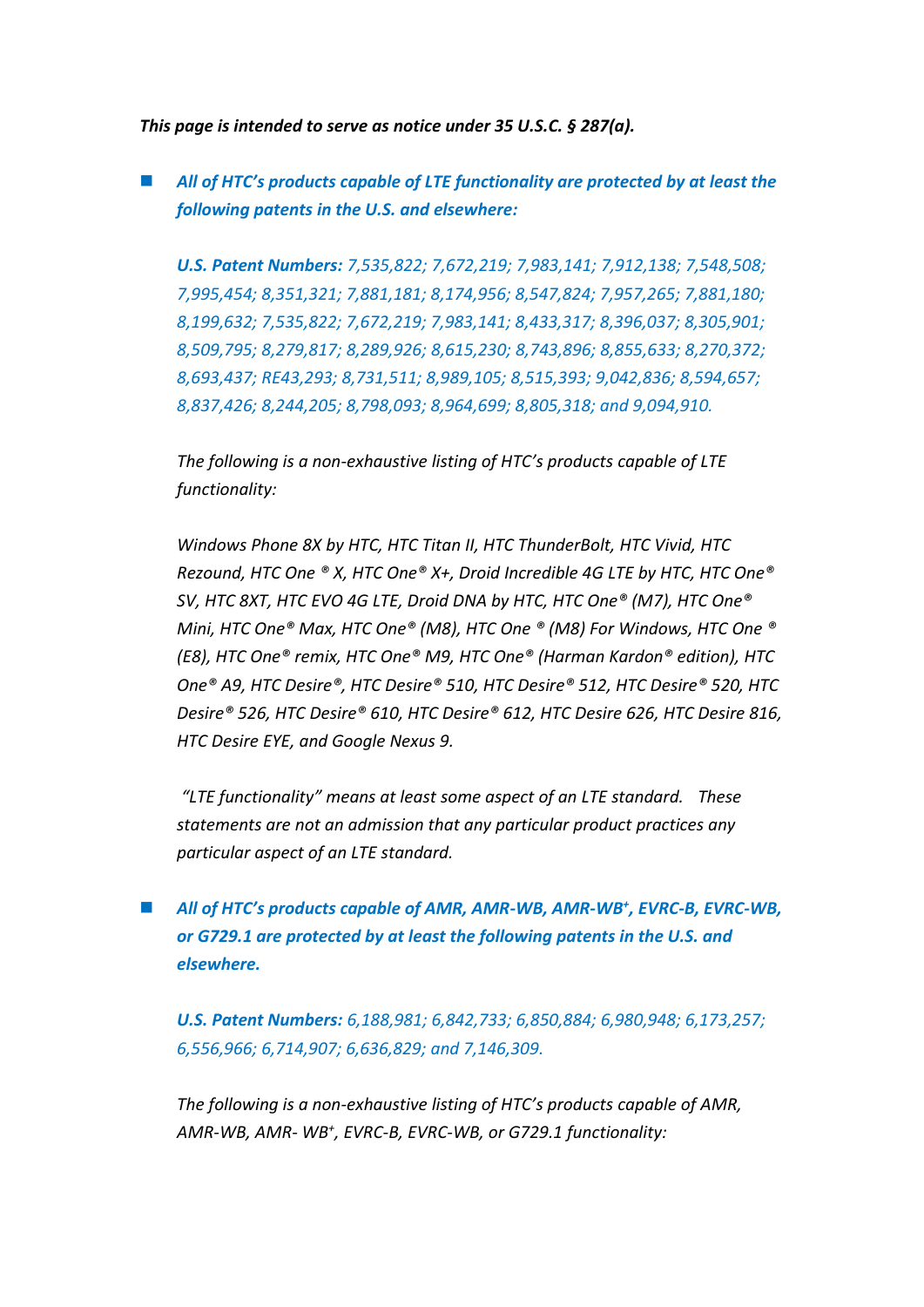***This page is intended to serve as notice under 35 U.S.C. § 287(a).***

- ***All of HTC's products capable of LTE functionality are protected by at least the following patents in the U.S. and elsewhere:***

  ***U.S. Patent Numbers:*** *7,535,822; 7,672,219; 7,983,141; 7,912,138; 7,548,508; 7,995,454; 8,351,321; 7,881,181; 8,174,956; 8,547,824; 7,957,265; 7,881,180; 8,199,632; 7,535,822; 7,672,219; 7,983,141; 8,433,317; 8,396,037; 8,305,901; 8,509,795; 8,279,817; 8,289,926; 8,615,230; 8,743,896; 8,855,633; 8,270,372; 8,693,437; RE43,293; 8,731,511; 8,989,105; 8,515,393; 9,042,836; 8,594,657; 8,837,426; 8,244,205; 8,798,093; 8,964,699; 8,805,318; and 9,094,910.*

  *The following is a non-exhaustive listing of HTC's products capable of LTE functionality:*

  *Windows Phone 8X by HTC, HTC Titan II, HTC ThunderBolt, HTC Vivid, HTC Rezound, HTC One ® X, HTC One® X+, Droid Incredible 4G LTE by HTC, HTC One® SV, HTC 8XT, HTC EVO 4G LTE, Droid DNA by HTC, HTC One® (M7), HTC One® Mini, HTC One® Max, HTC One® (M8), HTC One ® (M8) For Windows, HTC One ® (E8), HTC One® remix, HTC One® M9, HTC One® (Harman Kardon® edition), HTC One® A9, HTC Desire®, HTC Desire® 510, HTC Desire® 512, HTC Desire® 520, HTC Desire® 526, HTC Desire® 610, HTC Desire® 612, HTC Desire 626, HTC Desire 816, HTC Desire EYE, and Google Nexus 9.*

  *"LTE functionality" means at least some aspect of an LTE standard. These statements are not an admission that any particular product practices any particular aspect of an LTE standard.*

- ***All of HTC's products capable of AMR, AMR-WB, AMR-WB+, EVRC-B, EVRC-WB, or G729.1 are protected by at least the following patents in the U.S. and elsewhere.***

  ***U.S. Patent Numbers:*** *6,188,981; 6,842,733; 6,850,884; 6,980,948; 6,173,257; 6,556,966; 6,714,907; 6,636,829; and 7,146,309.*

  *The following is a non-exhaustive listing of HTC's products capable of AMR, AMR-WB, AMR- WB+, EVRC-B, EVRC-WB, or G729.1 functionality:*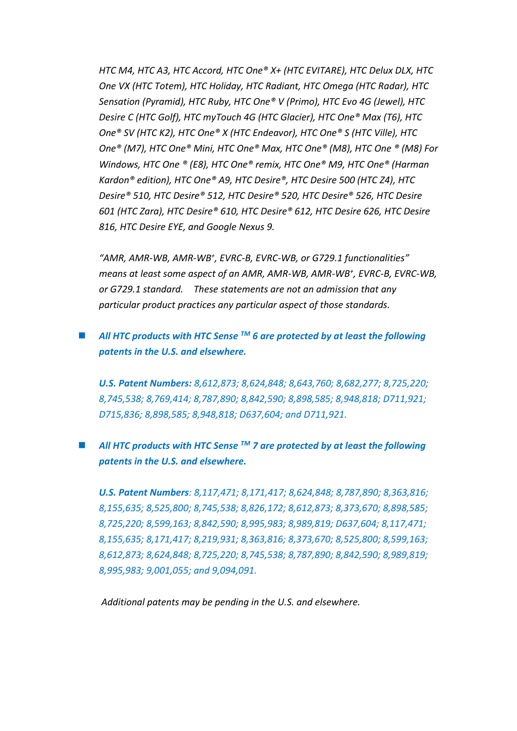*HTC M4, HTC A3, HTC Accord, HTC One® X+ (HTC EVITARE), HTC Delux DLX, HTC One VX (HTC Totem), HTC Holiday, HTC Radiant, HTC Omega (HTC Radar), HTC Sensation (Pyramid), HTC Ruby, HTC One® V (Primo), HTC Evo 4G (Jewel), HTC Desire C (HTC Golf), HTC myTouch 4G (HTC Glacier), HTC One® Max (T6), HTC One® SV (HTC K2), HTC One® X (HTC Endeavor), HTC One® S (HTC Ville), HTC One® (M7), HTC One® Mini, HTC One® Max, HTC One® (M8), HTC One ® (M8) For Windows, HTC One ® (E8), HTC One® remix, HTC One® M9, HTC One® (Harman Kardon® edition), HTC One® A9, HTC Desire®, HTC Desire 500 (HTC Z4), HTC Desire® 510, HTC Desire® 512, HTC Desire® 520, HTC Desire® 526, HTC Desire 601 (HTC Zara), HTC Desire® 610, HTC Desire® 612, HTC Desire 626, HTC Desire 816, HTC Desire EYE, and Google Nexus 9.*

*"AMR, AMR-WB, AMR-WB+, EVRC-B, EVRC-WB, or G729.1 functionalities" means at least some aspect of an AMR, AMR-WB, AMR-WB+, EVRC-B, EVRC-WB, or G729.1 standard. These statements are not an admission that any particular product practices any particular aspect of those standards.*

- ***All HTC products with HTC Sense ™ 6 are protected by at least the following patents in the U.S. and elsewhere.***

  ***U.S. Patent Numbers:*** *8,612,873; 8,624,848; 8,643,760; 8,682,277; 8,725,220; 8,745,538; 8,769,414; 8,787,890; 8,842,590; 8,898,585; 8,948,818; D711,921; D715,836; 8,898,585; 8,948,818; D637,604; and D711,921.*

- ***All HTC products with HTC Sense ™ 7 are protected by at least the following patents in the U.S. and elsewhere.***

  ***U.S. Patent Numbers****: 8,117,471; 8,171,417; 8,624,848; 8,787,890; 8,363,816; 8,155,635; 8,525,800; 8,745,538; 8,826,172; 8,612,873; 8,373,670; 8,898,585; 8,725,220; 8,599,163; 8,842,590; 8,995,983; 8,989,819; D637,604; 8,117,471; 8,155,635; 8,171,417; 8,219,931; 8,363,816; 8,373,670; 8,525,800; 8,599,163; 8,612,873; 8,624,848; 8,725,220; 8,745,538; 8,787,890; 8,842,590; 8,989,819; 8,995,983; 9,001,055; and 9,094,091.*

*Additional patents may be pending in the U.S. and elsewhere.*